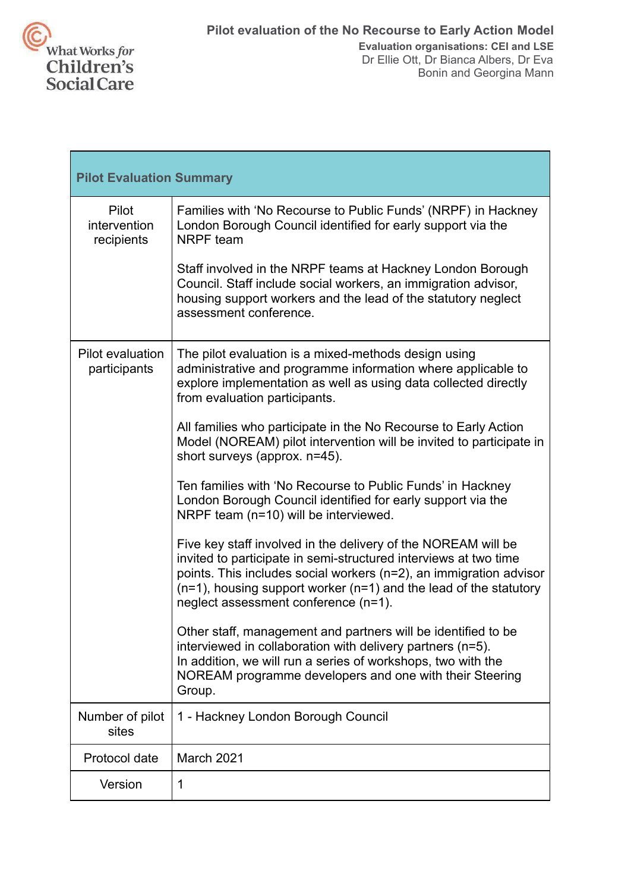What Works *for* Children's Social Care

# Pilot evaluation of the No Recourse to Early Action Model

**Evaluation organisations: CEI and LSE**

Dr Ellie Ott, Dr Bianca Albers, Dr Eva Bonin and Georgina Mann

| **Pilot Evaluation Summary** | |
|---|---|
| Pilot intervention recipients | Families with 'No Recourse to Public Funds' (NRPF) in Hackney London Borough Council identified for early support via the NRPF team<br><br>Staff involved in the NRPF teams at Hackney London Borough Council. Staff include social workers, an immigration advisor, housing support workers and the lead of the statutory neglect assessment conference. |
| Pilot evaluation participants | The pilot evaluation is a mixed-methods design using administrative and programme information where applicable to explore implementation as well as using data collected directly from evaluation participants.<br><br>All families who participate in the No Recourse to Early Action Model (NOREAM) pilot intervention will be invited to participate in short surveys (approx. n=45).<br><br>Ten families with 'No Recourse to Public Funds' in Hackney London Borough Council identified for early support via the NRPF team (n=10) will be interviewed.<br><br>Five key staff involved in the delivery of the NOREAM will be invited to participate in semi-structured interviews at two time points. This includes social workers (n=2), an immigration advisor (n=1), housing support worker (n=1) and the lead of the statutory neglect assessment conference (n=1).<br><br>Other staff, management and partners will be identified to be interviewed in collaboration with delivery partners (n=5). In addition, we will run a series of workshops, two with the NOREAM programme developers and one with their Steering Group. |
| Number of pilot sites | 1 - Hackney London Borough Council |
| Protocol date | March 2021 |
| Version | 1 |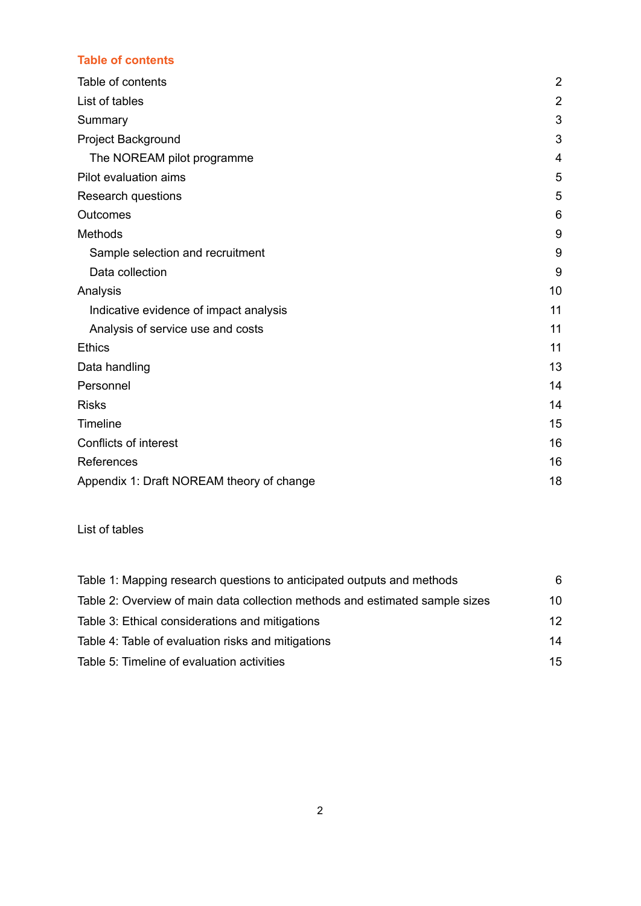## Table of contents

| | |
|---|---|
| Table of contents | 2 |
| List of tables | 2 |
| Summary | 3 |
| Project Background | 3 |
| The NOREAM pilot programme | 4 |
| Pilot evaluation aims | 5 |
| Research questions | 5 |
| Outcomes | 6 |
| Methods | 9 |
| Sample selection and recruitment | 9 |
| Data collection | 9 |
| Analysis | 10 |
| Indicative evidence of impact analysis | 11 |
| Analysis of service use and costs | 11 |
| Ethics | 11 |
| Data handling | 13 |
| Personnel | 14 |
| Risks | 14 |
| Timeline | 15 |
| Conflicts of interest | 16 |
| References | 16 |
| Appendix 1: Draft NOREAM theory of change | 18 |

List of tables

| | |
|---|---|
| Table 1: Mapping research questions to anticipated outputs and methods | 6 |
| Table 2: Overview of main data collection methods and estimated sample sizes | 10 |
| Table 3: Ethical considerations and mitigations | 12 |
| Table 4: Table of evaluation risks and mitigations | 14 |
| Table 5: Timeline of evaluation activities | 15 |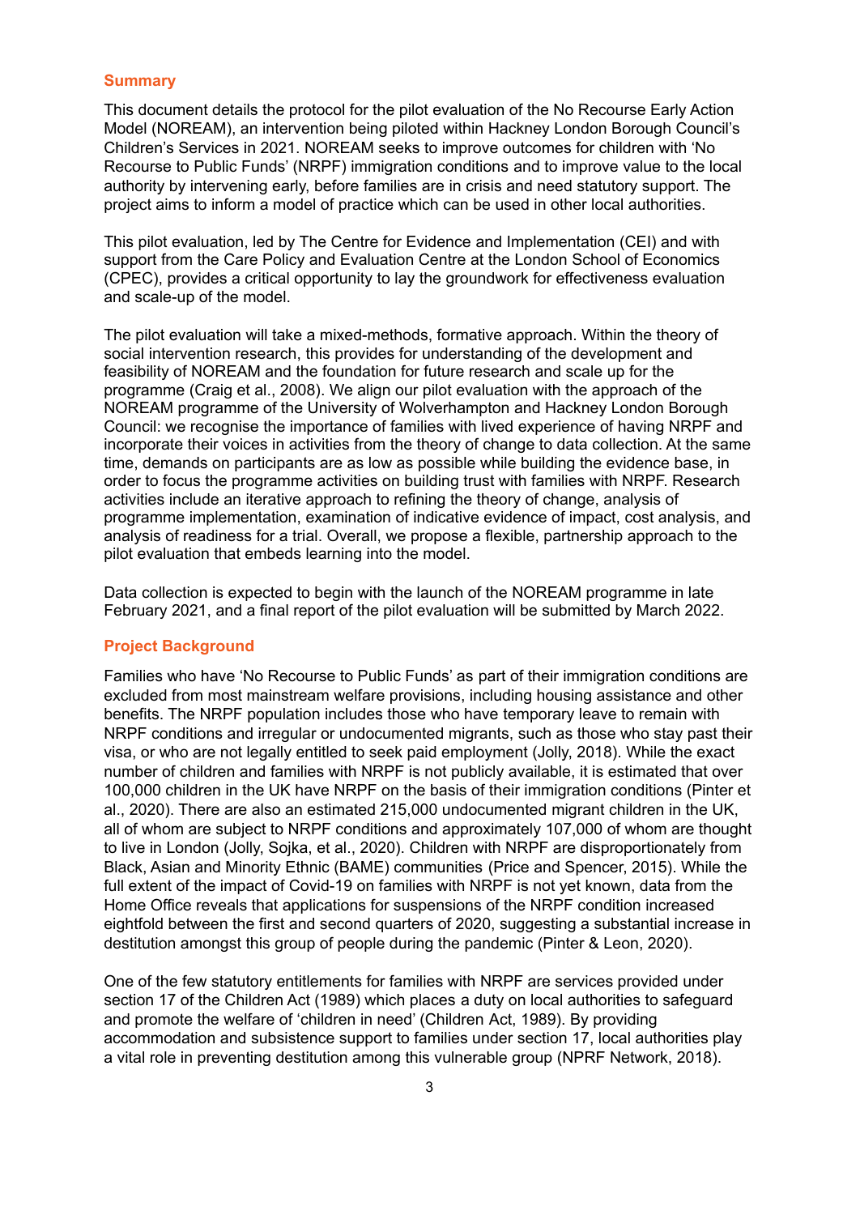## Summary

This document details the protocol for the pilot evaluation of the No Recourse Early Action Model (NOREAM), an intervention being piloted within Hackney London Borough Council's Children's Services in 2021. NOREAM seeks to improve outcomes for children with 'No Recourse to Public Funds' (NRPF) immigration conditions and to improve value to the local authority by intervening early, before families are in crisis and need statutory support. The project aims to inform a model of practice which can be used in other local authorities.

This pilot evaluation, led by The Centre for Evidence and Implementation (CEI) and with support from the Care Policy and Evaluation Centre at the London School of Economics (CPEC), provides a critical opportunity to lay the groundwork for effectiveness evaluation and scale-up of the model.

The pilot evaluation will take a mixed-methods, formative approach. Within the theory of social intervention research, this provides for understanding of the development and feasibility of NOREAM and the foundation for future research and scale up for the programme (Craig et al., 2008). We align our pilot evaluation with the approach of the NOREAM programme of the University of Wolverhampton and Hackney London Borough Council: we recognise the importance of families with lived experience of having NRPF and incorporate their voices in activities from the theory of change to data collection. At the same time, demands on participants are as low as possible while building the evidence base, in order to focus the programme activities on building trust with families with NRPF. Research activities include an iterative approach to refining the theory of change, analysis of programme implementation, examination of indicative evidence of impact, cost analysis, and analysis of readiness for a trial. Overall, we propose a flexible, partnership approach to the pilot evaluation that embeds learning into the model.

Data collection is expected to begin with the launch of the NOREAM programme in late February 2021, and a final report of the pilot evaluation will be submitted by March 2022.

## Project Background

Families who have 'No Recourse to Public Funds' as part of their immigration conditions are excluded from most mainstream welfare provisions, including housing assistance and other benefits. The NRPF population includes those who have temporary leave to remain with NRPF conditions and irregular or undocumented migrants, such as those who stay past their visa, or who are not legally entitled to seek paid employment (Jolly, 2018). While the exact number of children and families with NRPF is not publicly available, it is estimated that over 100,000 children in the UK have NRPF on the basis of their immigration conditions (Pinter et al., 2020). There are also an estimated 215,000 undocumented migrant children in the UK, all of whom are subject to NRPF conditions and approximately 107,000 of whom are thought to live in London (Jolly, Sojka, et al., 2020). Children with NRPF are disproportionately from Black, Asian and Minority Ethnic (BAME) communities (Price and Spencer, 2015). While the full extent of the impact of Covid-19 on families with NRPF is not yet known, data from the Home Office reveals that applications for suspensions of the NRPF condition increased eightfold between the first and second quarters of 2020, suggesting a substantial increase in destitution amongst this group of people during the pandemic (Pinter & Leon, 2020).

One of the few statutory entitlements for families with NRPF are services provided under section 17 of the Children Act (1989) which places a duty on local authorities to safeguard and promote the welfare of 'children in need' (Children Act, 1989). By providing accommodation and subsistence support to families under section 17, local authorities play a vital role in preventing destitution among this vulnerable group (NPRF Network, 2018).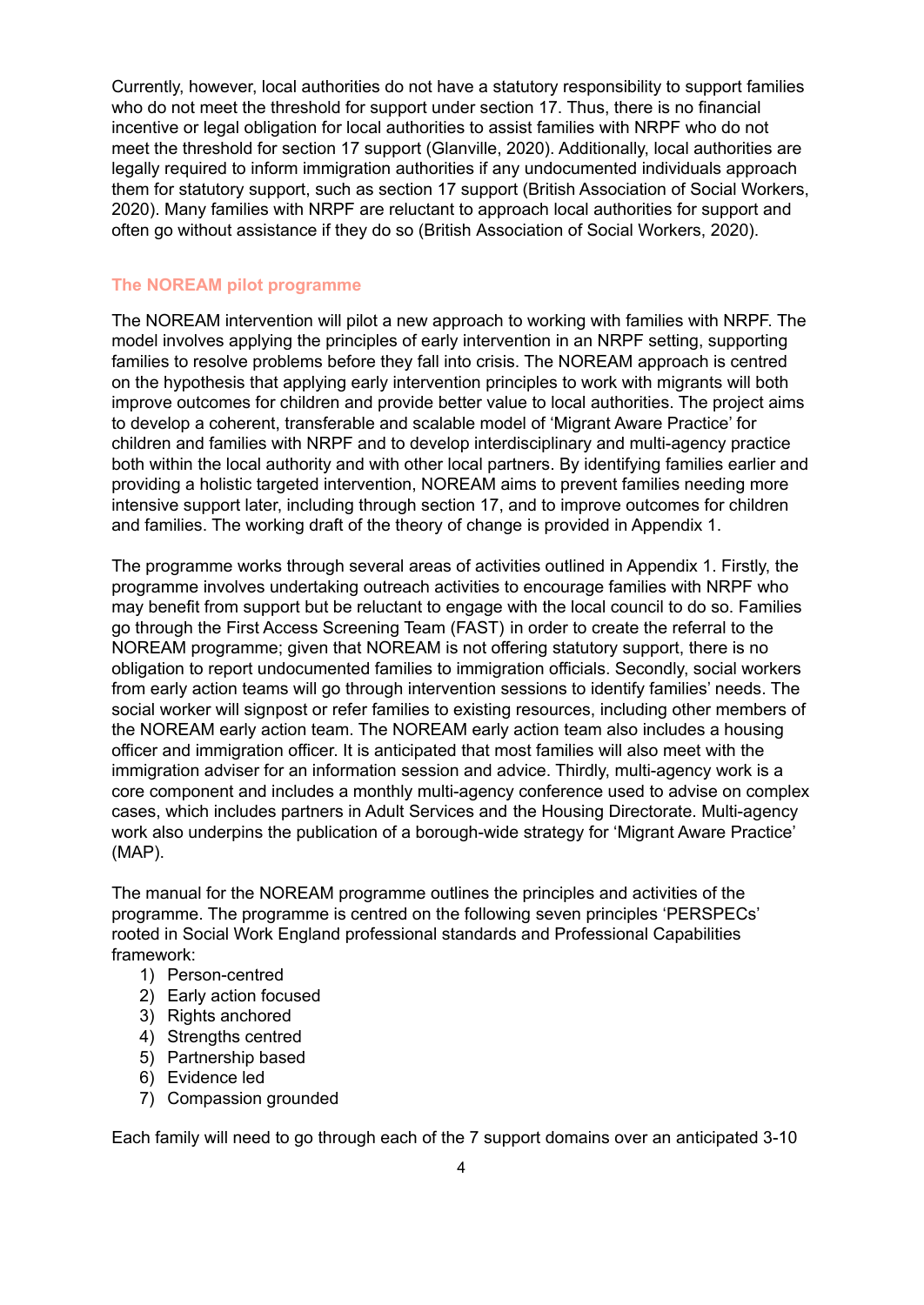Currently, however, local authorities do not have a statutory responsibility to support families who do not meet the threshold for support under section 17. Thus, there is no financial incentive or legal obligation for local authorities to assist families with NRPF who do not meet the threshold for section 17 support (Glanville, 2020). Additionally, local authorities are legally required to inform immigration authorities if any undocumented individuals approach them for statutory support, such as section 17 support (British Association of Social Workers, 2020). Many families with NRPF are reluctant to approach local authorities for support and often go without assistance if they do so (British Association of Social Workers, 2020).

## The NOREAM pilot programme

The NOREAM intervention will pilot a new approach to working with families with NRPF. The model involves applying the principles of early intervention in an NRPF setting, supporting families to resolve problems before they fall into crisis. The NOREAM approach is centred on the hypothesis that applying early intervention principles to work with migrants will both improve outcomes for children and provide better value to local authorities. The project aims to develop a coherent, transferable and scalable model of 'Migrant Aware Practice' for children and families with NRPF and to develop interdisciplinary and multi-agency practice both within the local authority and with other local partners. By identifying families earlier and providing a holistic targeted intervention, NOREAM aims to prevent families needing more intensive support later, including through section 17, and to improve outcomes for children and families. The working draft of the theory of change is provided in Appendix 1.

The programme works through several areas of activities outlined in Appendix 1. Firstly, the programme involves undertaking outreach activities to encourage families with NRPF who may benefit from support but be reluctant to engage with the local council to do so. Families go through the First Access Screening Team (FAST) in order to create the referral to the NOREAM programme; given that NOREAM is not offering statutory support, there is no obligation to report undocumented families to immigration officials. Secondly, social workers from early action teams will go through intervention sessions to identify families' needs. The social worker will signpost or refer families to existing resources, including other members of the NOREAM early action team. The NOREAM early action team also includes a housing officer and immigration officer. It is anticipated that most families will also meet with the immigration adviser for an information session and advice. Thirdly, multi-agency work is a core component and includes a monthly multi-agency conference used to advise on complex cases, which includes partners in Adult Services and the Housing Directorate. Multi-agency work also underpins the publication of a borough-wide strategy for 'Migrant Aware Practice' (MAP).

The manual for the NOREAM programme outlines the principles and activities of the programme. The programme is centred on the following seven principles 'PERSPECs' rooted in Social Work England professional standards and Professional Capabilities framework:

1) Person-centred
2) Early action focused
3) Rights anchored
4) Strengths centred
5) Partnership based
6) Evidence led
7) Compassion grounded

Each family will need to go through each of the 7 support domains over an anticipated 3-10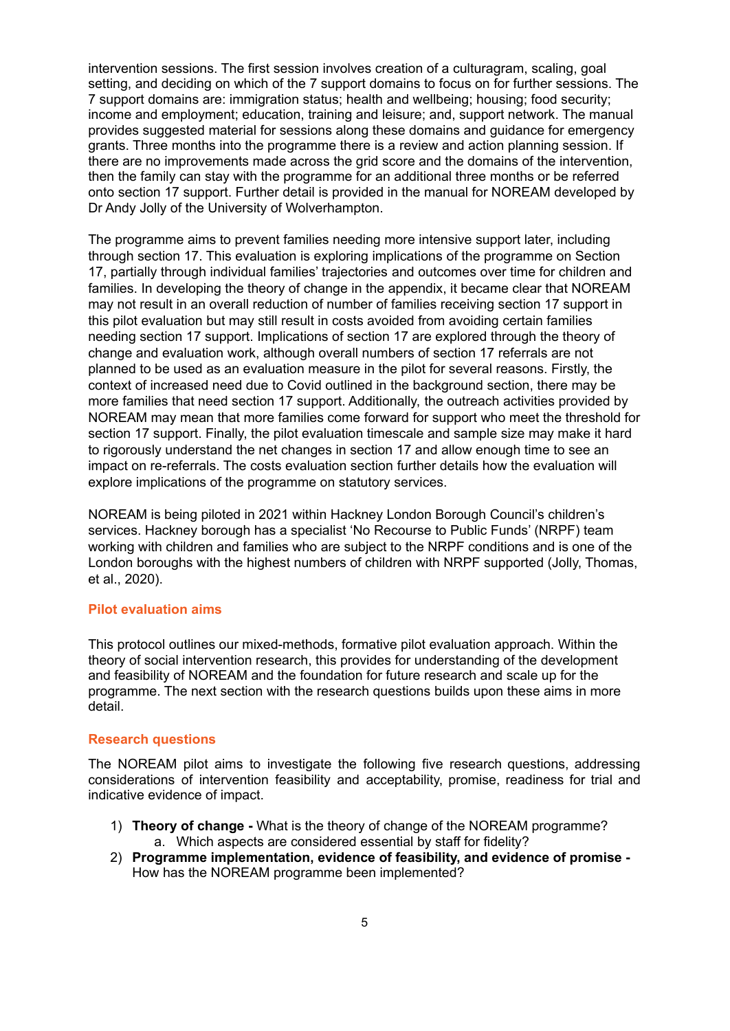intervention sessions. The first session involves creation of a culturagram, scaling, goal setting, and deciding on which of the 7 support domains to focus on for further sessions. The 7 support domains are: immigration status; health and wellbeing; housing; food security; income and employment; education, training and leisure; and, support network. The manual provides suggested material for sessions along these domains and guidance for emergency grants. Three months into the programme there is a review and action planning session. If there are no improvements made across the grid score and the domains of the intervention, then the family can stay with the programme for an additional three months or be referred onto section 17 support. Further detail is provided in the manual for NOREAM developed by Dr Andy Jolly of the University of Wolverhampton.

The programme aims to prevent families needing more intensive support later, including through section 17. This evaluation is exploring implications of the programme on Section 17, partially through individual families' trajectories and outcomes over time for children and families. In developing the theory of change in the appendix, it became clear that NOREAM may not result in an overall reduction of number of families receiving section 17 support in this pilot evaluation but may still result in costs avoided from avoiding certain families needing section 17 support. Implications of section 17 are explored through the theory of change and evaluation work, although overall numbers of section 17 referrals are not planned to be used as an evaluation measure in the pilot for several reasons. Firstly, the context of increased need due to Covid outlined in the background section, there may be more families that need section 17 support. Additionally, the outreach activities provided by NOREAM may mean that more families come forward for support who meet the threshold for section 17 support. Finally, the pilot evaluation timescale and sample size may make it hard to rigorously understand the net changes in section 17 and allow enough time to see an impact on re-referrals. The costs evaluation section further details how the evaluation will explore implications of the programme on statutory services.

NOREAM is being piloted in 2021 within Hackney London Borough Council's children's services. Hackney borough has a specialist 'No Recourse to Public Funds' (NRPF) team working with children and families who are subject to the NRPF conditions and is one of the London boroughs with the highest numbers of children with NRPF supported (Jolly, Thomas, et al., 2020).

## Pilot evaluation aims

This protocol outlines our mixed-methods, formative pilot evaluation approach. Within the theory of social intervention research, this provides for understanding of the development and feasibility of NOREAM and the foundation for future research and scale up for the programme. The next section with the research questions builds upon these aims in more detail.

## Research questions

The NOREAM pilot aims to investigate the following five research questions, addressing considerations of intervention feasibility and acceptability, promise, readiness for trial and indicative evidence of impact.

1) **Theory of change -** What is the theory of change of the NOREAM programme?
    a. Which aspects are considered essential by staff for fidelity?
2) **Programme implementation, evidence of feasibility, and evidence of promise -** How has the NOREAM programme been implemented?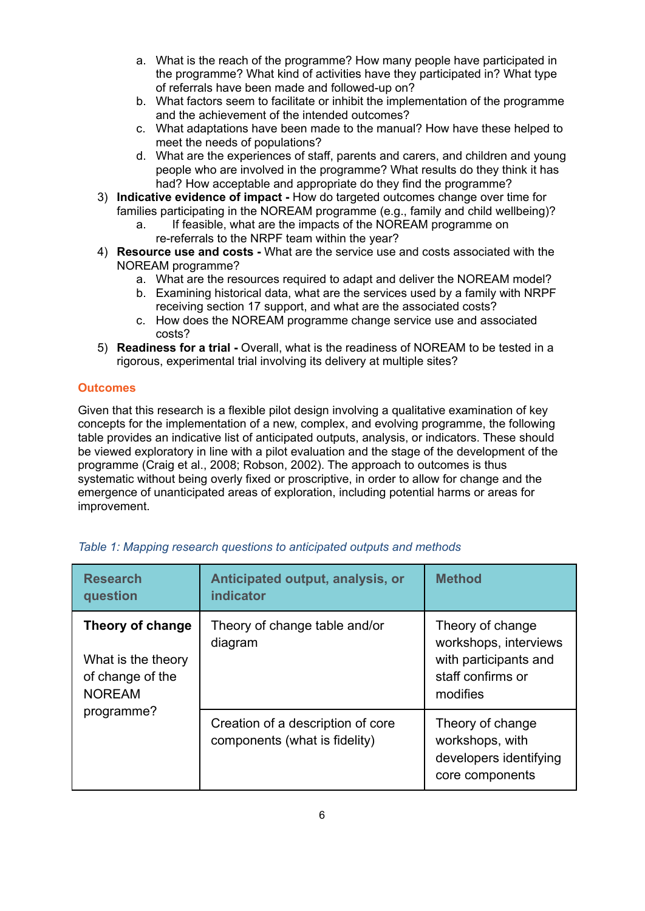a. What is the reach of the programme? How many people have participated in the programme? What kind of activities have they participated in? What type of referrals have been made and followed-up on?
   b. What factors seem to facilitate or inhibit the implementation of the programme and the achievement of the intended outcomes?
   c. What adaptations have been made to the manual? How have these helped to meet the needs of populations?
   d. What are the experiences of staff, parents and carers, and children and young people who are involved in the programme? What results do they think it has had? How acceptable and appropriate do they find the programme?

3) **Indicative evidence of impact -** How do targeted outcomes change over time for families participating in the NOREAM programme (e.g., family and child wellbeing)?
   a. If feasible, what are the impacts of the NOREAM programme on re-referrals to the NRPF team within the year?
4) **Resource use and costs -** What are the service use and costs associated with the NOREAM programme?
   a. What are the resources required to adapt and deliver the NOREAM model?
   b. Examining historical data, what are the services used by a family with NRPF receiving section 17 support, and what are the associated costs?
   c. How does the NOREAM programme change service use and associated costs?
5) **Readiness for a trial -** Overall, what is the readiness of NOREAM to be tested in a rigorous, experimental trial involving its delivery at multiple sites?

## Outcomes

Given that this research is a flexible pilot design involving a qualitative examination of key concepts for the implementation of a new, complex, and evolving programme, the following table provides an indicative list of anticipated outputs, analysis, or indicators. These should be viewed exploratory in line with a pilot evaluation and the stage of the development of the programme (Craig et al., 2008; Robson, 2002). The approach to outcomes is thus systematic without being overly fixed or proscriptive, in order to allow for change and the emergence of unanticipated areas of exploration, including potential harms or areas for improvement.

*Table 1: Mapping research questions to anticipated outputs and methods*

| Research question | Anticipated output, analysis, or indicator | Method |
|---|---|---|
| **Theory of change**<br><br>What is the theory of change of the NOREAM programme? | Theory of change table and/or diagram | Theory of change workshops, interviews with participants and staff confirms or modifies |
| | Creation of a description of core components (what is fidelity) | Theory of change workshops, with developers identifying core components |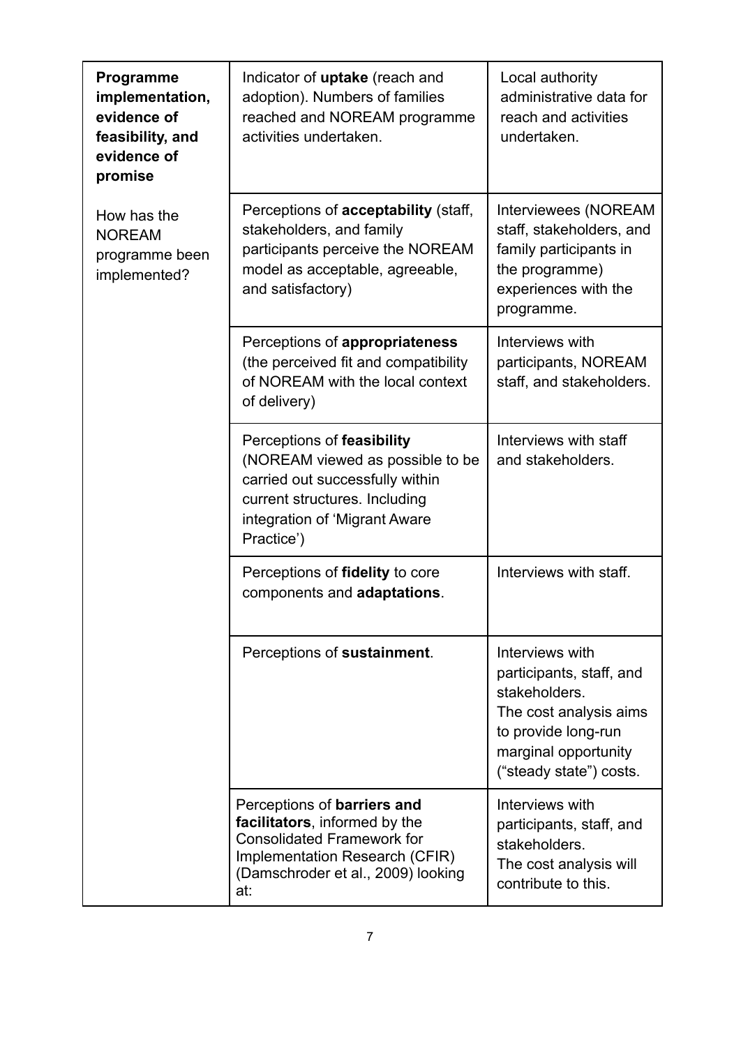| | | |
|---|---|---|
| **Programme implementation, evidence of feasibility, and evidence of promise**<br><br>How has the NOREAM programme been implemented? | Indicator of **uptake** (reach and adoption). Numbers of families reached and NOREAM programme activities undertaken. | Local authority administrative data for reach and activities undertaken. |
| | Perceptions of **acceptability** (staff, stakeholders, and family participants perceive the NOREAM model as acceptable, agreeable, and satisfactory) | Interviewees (NOREAM staff, stakeholders, and family participants in the programme) experiences with the programme. |
| | Perceptions of **appropriateness** (the perceived fit and compatibility of NOREAM with the local context of delivery) | Interviews with participants, NOREAM staff, and stakeholders. |
| | Perceptions of **feasibility** (NOREAM viewed as possible to be carried out successfully within current structures. Including integration of 'Migrant Aware Practice') | Interviews with staff and stakeholders. |
| | Perceptions of **fidelity** to core components and **adaptations**. | Interviews with staff. |
| | Perceptions of **sustainment**. | Interviews with participants, staff, and stakeholders.<br>The cost analysis aims to provide long-run marginal opportunity ("steady state") costs. |
| | Perceptions of **barriers and facilitators**, informed by the Consolidated Framework for Implementation Research (CFIR) (Damschroder et al., 2009) looking at: | Interviews with participants, staff, and stakeholders.<br>The cost analysis will contribute to this. |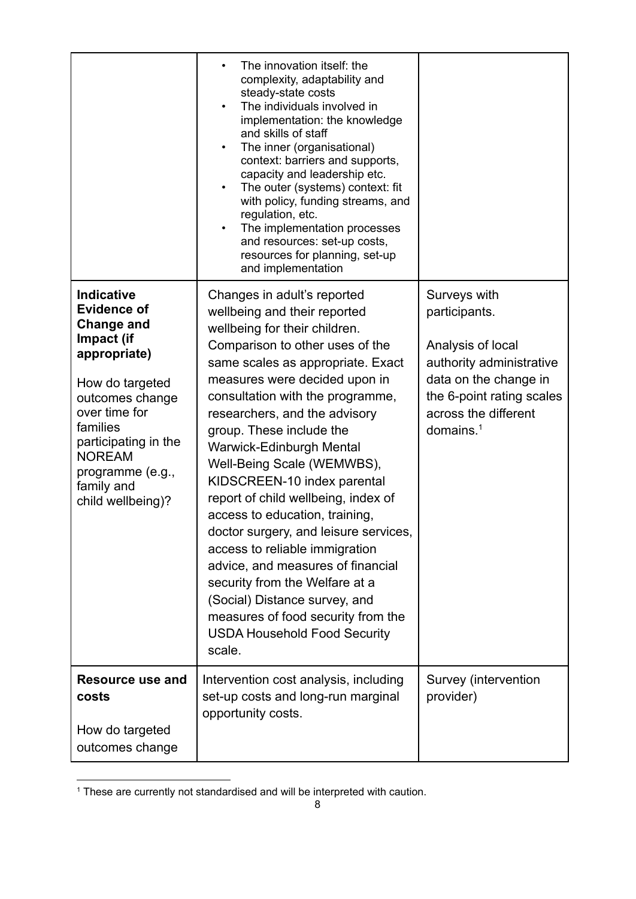| | | |
|---|---|---|
| | • The innovation itself: the complexity, adaptability and steady-state costs<br>• The individuals involved in implementation: the knowledge and skills of staff<br>• The inner (organisational) context: barriers and supports, capacity and leadership etc.<br>• The outer (systems) context: fit with policy, funding streams, and regulation, etc.<br>• The implementation processes and resources: set-up costs, resources for planning, set-up and implementation | |
| **Indicative Evidence of Change and Impact (if appropriate)**<br><br>How do targeted outcomes change over time for families participating in the NOREAM programme (e.g., family and child wellbeing)? | Changes in adult's reported wellbeing and their reported wellbeing for their children. Comparison to other uses of the same scales as appropriate. Exact measures were decided upon in consultation with the programme, researchers, and the advisory group. These include the Warwick-Edinburgh Mental Well-Being Scale (WEMWBS), KIDSCREEN-10 index parental report of child wellbeing, index of access to education, training, doctor surgery, and leisure services, access to reliable immigration advice, and measures of financial security from the Welfare at a (Social) Distance survey, and measures of food security from the USDA Household Food Security scale. | Surveys with participants.<br><br>Analysis of local authority administrative data on the change in the 6-point rating scales across the different domains.[1] |
| **Resource use and costs**<br><br>How do targeted outcomes change | Intervention cost analysis, including set-up costs and long-run marginal opportunity costs. | Survey (intervention provider) |

[1] These are currently not standardised and will be interpreted with caution.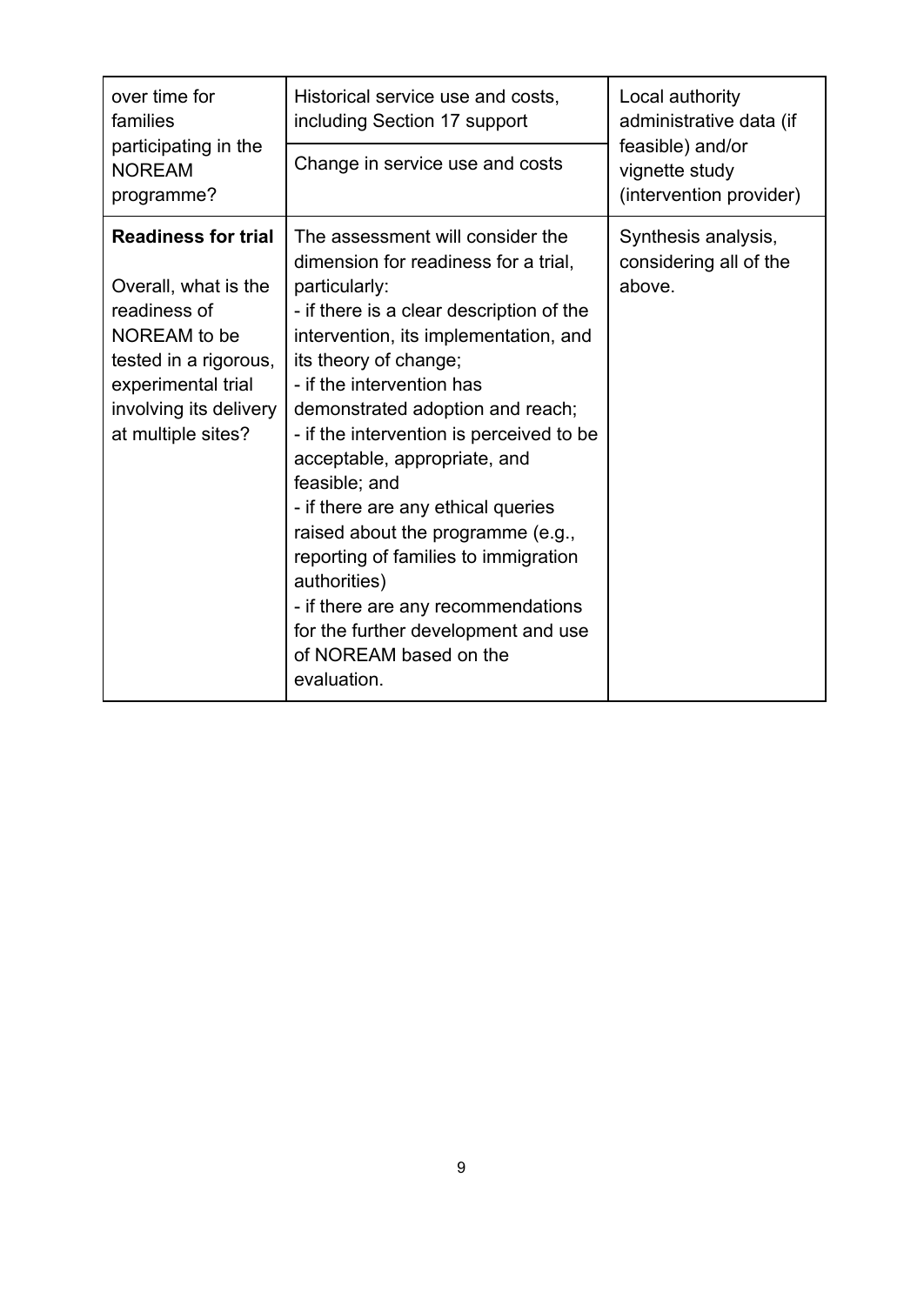| over time for families participating in the NOREAM programme? | Historical service use and costs, including Section 17 support | Local authority administrative data (if feasible) and/or vignette study (intervention provider) |
|---|---|---|
| | Change in service use and costs | |
| **Readiness for trial**<br><br>Overall, what is the readiness of NOREAM to be tested in a rigorous, experimental trial involving its delivery at multiple sites? | The assessment will consider the dimension for readiness for a trial, particularly:<br>- if there is a clear description of the intervention, its implementation, and its theory of change;<br>- if the intervention has demonstrated adoption and reach;<br>- if the intervention is perceived to be acceptable, appropriate, and feasible; and<br>- if there are any ethical queries raised about the programme (e.g., reporting of families to immigration authorities)<br>- if there are any recommendations for the further development and use of NOREAM based on the evaluation. | Synthesis analysis, considering all of the above. |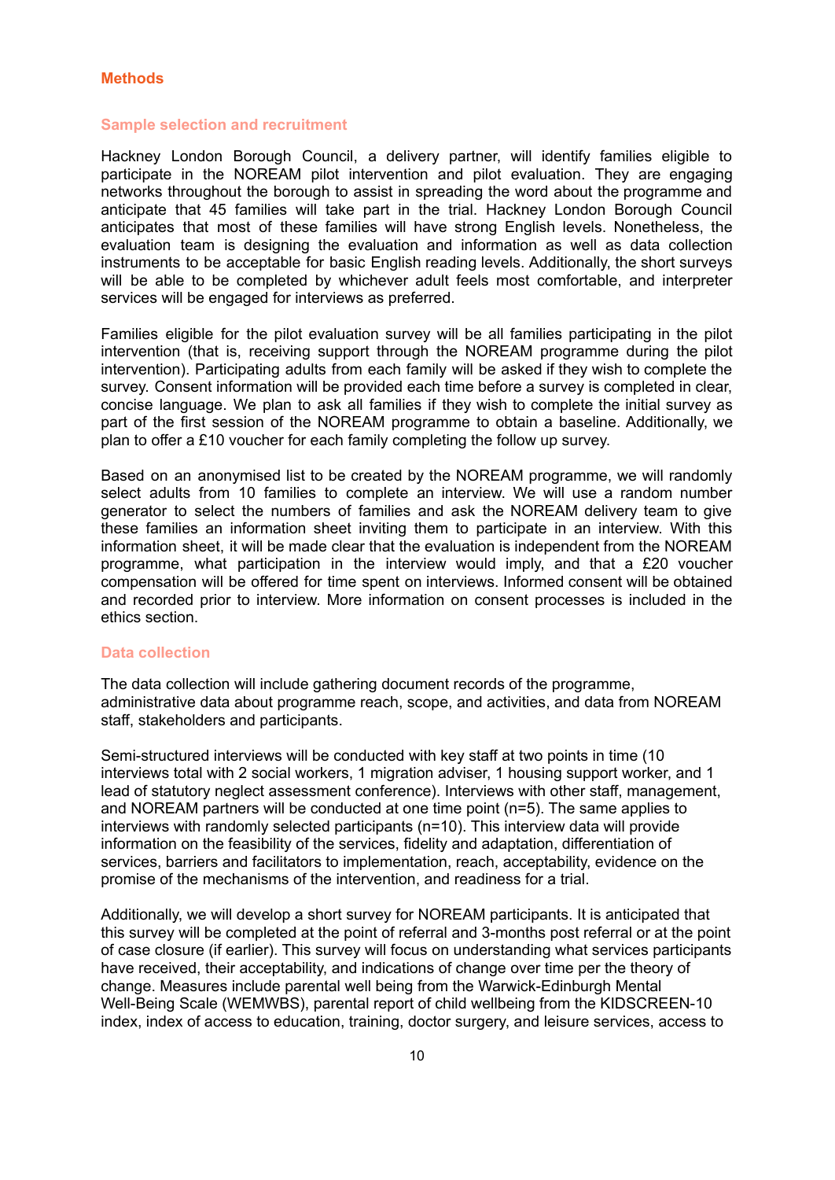## Methods

### Sample selection and recruitment

Hackney London Borough Council, a delivery partner, will identify families eligible to participate in the NOREAM pilot intervention and pilot evaluation. They are engaging networks throughout the borough to assist in spreading the word about the programme and anticipate that 45 families will take part in the trial. Hackney London Borough Council anticipates that most of these families will have strong English levels. Nonetheless, the evaluation team is designing the evaluation and information as well as data collection instruments to be acceptable for basic English reading levels. Additionally, the short surveys will be able to be completed by whichever adult feels most comfortable, and interpreter services will be engaged for interviews as preferred.

Families eligible for the pilot evaluation survey will be all families participating in the pilot intervention (that is, receiving support through the NOREAM programme during the pilot intervention). Participating adults from each family will be asked if they wish to complete the survey. Consent information will be provided each time before a survey is completed in clear, concise language. We plan to ask all families if they wish to complete the initial survey as part of the first session of the NOREAM programme to obtain a baseline. Additionally, we plan to offer a £10 voucher for each family completing the follow up survey.

Based on an anonymised list to be created by the NOREAM programme, we will randomly select adults from 10 families to complete an interview. We will use a random number generator to select the numbers of families and ask the NOREAM delivery team to give these families an information sheet inviting them to participate in an interview. With this information sheet, it will be made clear that the evaluation is independent from the NOREAM programme, what participation in the interview would imply, and that a £20 voucher compensation will be offered for time spent on interviews. Informed consent will be obtained and recorded prior to interview. More information on consent processes is included in the ethics section.

### Data collection

The data collection will include gathering document records of the programme, administrative data about programme reach, scope, and activities, and data from NOREAM staff, stakeholders and participants.

Semi-structured interviews will be conducted with key staff at two points in time (10 interviews total with 2 social workers, 1 migration adviser, 1 housing support worker, and 1 lead of statutory neglect assessment conference). Interviews with other staff, management, and NOREAM partners will be conducted at one time point (n=5). The same applies to interviews with randomly selected participants (n=10). This interview data will provide information on the feasibility of the services, fidelity and adaptation, differentiation of services, barriers and facilitators to implementation, reach, acceptability, evidence on the promise of the mechanisms of the intervention, and readiness for a trial.

Additionally, we will develop a short survey for NOREAM participants. It is anticipated that this survey will be completed at the point of referral and 3-months post referral or at the point of case closure (if earlier). This survey will focus on understanding what services participants have received, their acceptability, and indications of change over time per the theory of change. Measures include parental well being from the Warwick-Edinburgh Mental Well-Being Scale (WEMWBS), parental report of child wellbeing from the KIDSCREEN-10 index, index of access to education, training, doctor surgery, and leisure services, access to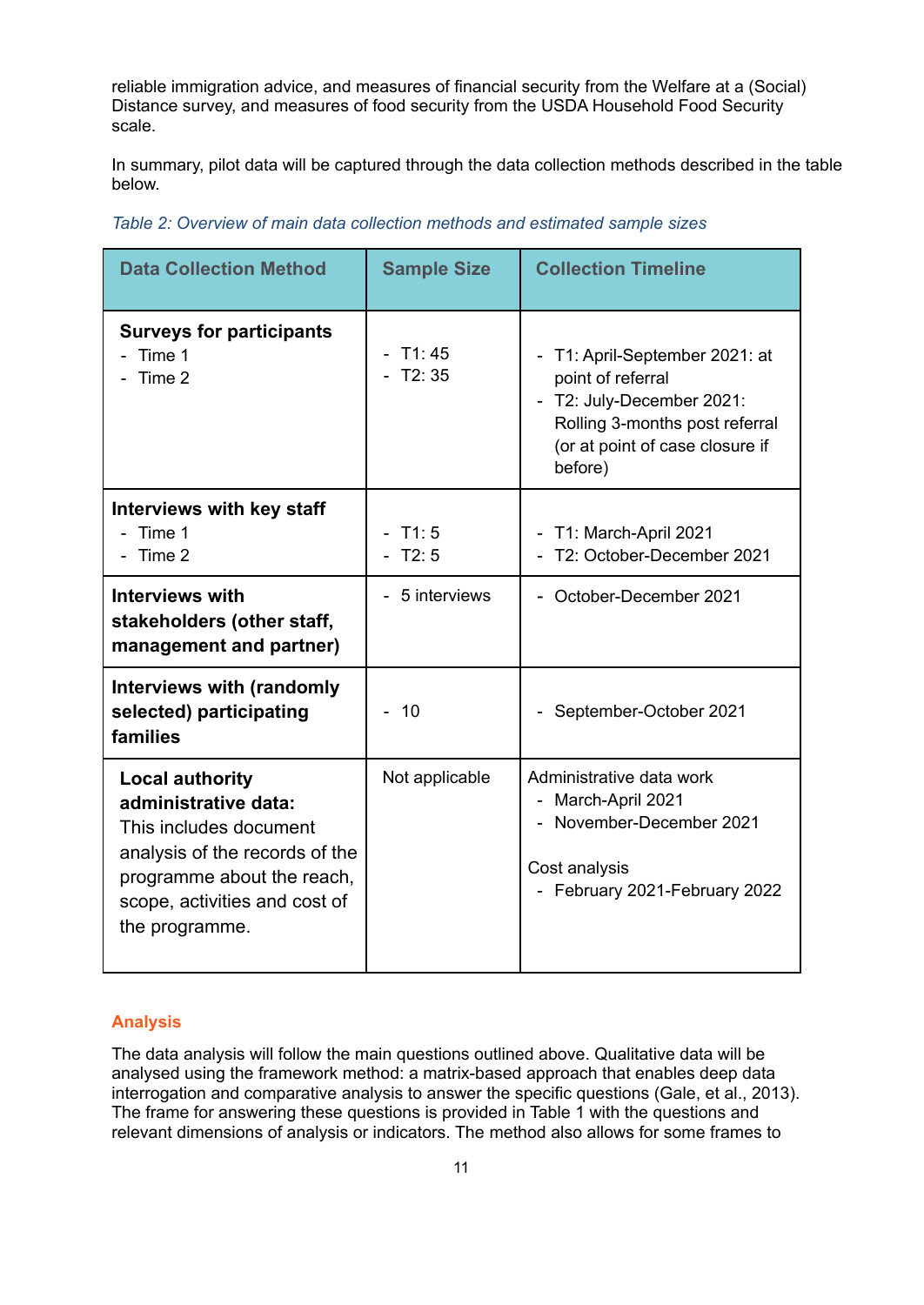reliable immigration advice, and measures of financial security from the Welfare at a (Social) Distance survey, and measures of food security from the USDA Household Food Security scale.

In summary, pilot data will be captured through the data collection methods described in the table below.

*Table 2: Overview of main data collection methods and estimated sample sizes*

| Data Collection Method | Sample Size | Collection Timeline |
|---|---|---|
| **Surveys for participants**<br>- Time 1<br>- Time 2 | - T1: 45<br>- T2: 35 | - T1: April-September 2021: at point of referral<br>- T2: July-December 2021: Rolling 3-months post referral (or at point of case closure if before) |
| **Interviews with key staff**<br>- Time 1<br>- Time 2 | - T1: 5<br>- T2: 5 | - T1: March-April 2021<br>- T2: October-December 2021 |
| **Interviews with stakeholders (other staff, management and partner)** | - 5 interviews | - October-December 2021 |
| **Interviews with (randomly selected) participating families** | - 10 | - September-October 2021 |
| **Local authority administrative data:** This includes document analysis of the records of the programme about the reach, scope, activities and cost of the programme. | Not applicable | Administrative data work<br>- March-April 2021<br>- November-December 2021<br><br>Cost analysis<br>- February 2021-February 2022 |

## Analysis

The data analysis will follow the main questions outlined above. Qualitative data will be analysed using the framework method: a matrix-based approach that enables deep data interrogation and comparative analysis to answer the specific questions (Gale, et al., 2013). The frame for answering these questions is provided in Table 1 with the questions and relevant dimensions of analysis or indicators. The method also allows for some frames to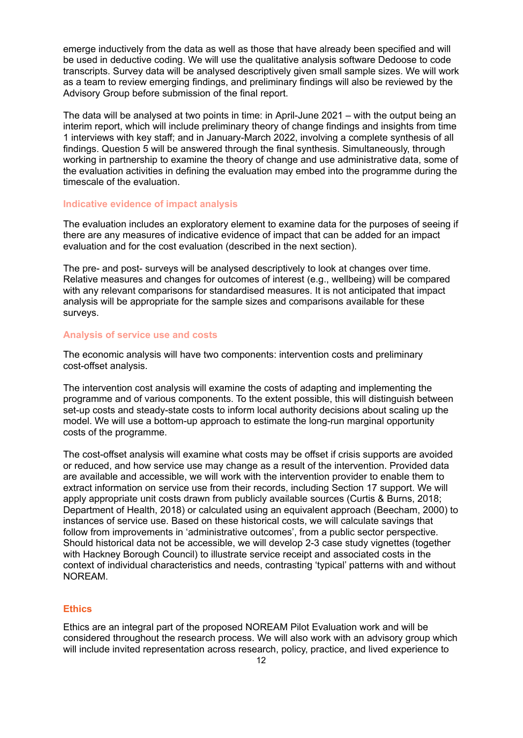emerge inductively from the data as well as those that have already been specified and will be used in deductive coding. We will use the qualitative analysis software Dedoose to code transcripts. Survey data will be analysed descriptively given small sample sizes. We will work as a team to review emerging findings, and preliminary findings will also be reviewed by the Advisory Group before submission of the final report.

The data will be analysed at two points in time: in April-June 2021 – with the output being an interim report, which will include preliminary theory of change findings and insights from time 1 interviews with key staff; and in January-March 2022, involving a complete synthesis of all findings. Question 5 will be answered through the final synthesis. Simultaneously, through working in partnership to examine the theory of change and use administrative data, some of the evaluation activities in defining the evaluation may embed into the programme during the timescale of the evaluation.

### Indicative evidence of impact analysis

The evaluation includes an exploratory element to examine data for the purposes of seeing if there are any measures of indicative evidence of impact that can be added for an impact evaluation and for the cost evaluation (described in the next section).

The pre- and post- surveys will be analysed descriptively to look at changes over time. Relative measures and changes for outcomes of interest (e.g., wellbeing) will be compared with any relevant comparisons for standardised measures. It is not anticipated that impact analysis will be appropriate for the sample sizes and comparisons available for these surveys.

### Analysis of service use and costs

The economic analysis will have two components: intervention costs and preliminary cost-offset analysis.

The intervention cost analysis will examine the costs of adapting and implementing the programme and of various components. To the extent possible, this will distinguish between set-up costs and steady-state costs to inform local authority decisions about scaling up the model. We will use a bottom-up approach to estimate the long-run marginal opportunity costs of the programme.

The cost-offset analysis will examine what costs may be offset if crisis supports are avoided or reduced, and how service use may change as a result of the intervention. Provided data are available and accessible, we will work with the intervention provider to enable them to extract information on service use from their records, including Section 17 support. We will apply appropriate unit costs drawn from publicly available sources (Curtis & Burns, 2018; Department of Health, 2018) or calculated using an equivalent approach (Beecham, 2000) to instances of service use. Based on these historical costs, we will calculate savings that follow from improvements in 'administrative outcomes', from a public sector perspective. Should historical data not be accessible, we will develop 2-3 case study vignettes (together with Hackney Borough Council) to illustrate service receipt and associated costs in the context of individual characteristics and needs, contrasting 'typical' patterns with and without NOREAM.

## Ethics

Ethics are an integral part of the proposed NOREAM Pilot Evaluation work and will be considered throughout the research process. We will also work with an advisory group which will include invited representation across research, policy, practice, and lived experience to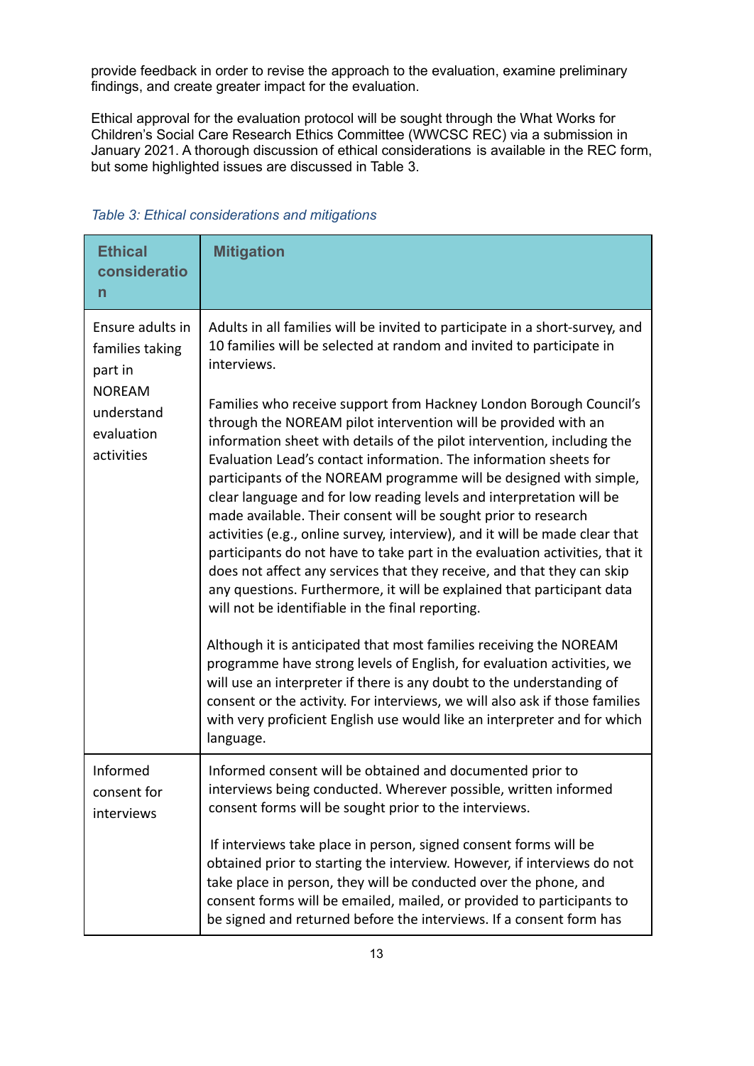provide feedback in order to revise the approach to the evaluation, examine preliminary findings, and create greater impact for the evaluation.

Ethical approval for the evaluation protocol will be sought through the What Works for Children's Social Care Research Ethics Committee (WWCSC REC) via a submission in January 2021. A thorough discussion of ethical considerations is available in the REC form, but some highlighted issues are discussed in Table 3.

*Table 3: Ethical considerations and mitigations*

| Ethical consideration | Mitigation |
|---|---|
| Ensure adults in families taking part in NOREAM understand evaluation activities | Adults in all families will be invited to participate in a short-survey, and 10 families will be selected at random and invited to participate in interviews.<br><br>Families who receive support from Hackney London Borough Council's through the NOREAM pilot intervention will be provided with an information sheet with details of the pilot intervention, including the Evaluation Lead's contact information. The information sheets for participants of the NOREAM programme will be designed with simple, clear language and for low reading levels and interpretation will be made available. Their consent will be sought prior to research activities (e.g., online survey, interview), and it will be made clear that participants do not have to take part in the evaluation activities, that it does not affect any services that they receive, and that they can skip any questions. Furthermore, it will be explained that participant data will not be identifiable in the final reporting.<br><br>Although it is anticipated that most families receiving the NOREAM programme have strong levels of English, for evaluation activities, we will use an interpreter if there is any doubt to the understanding of consent or the activity. For interviews, we will also ask if those families with very proficient English use would like an interpreter and for which language. |
| Informed consent for interviews | Informed consent will be obtained and documented prior to interviews being conducted. Wherever possible, written informed consent forms will be sought prior to the interviews.<br><br>If interviews take place in person, signed consent forms will be obtained prior to starting the interview. However, if interviews do not take place in person, they will be conducted over the phone, and consent forms will be emailed, mailed, or provided to participants to be signed and returned before the interviews. If a consent form has |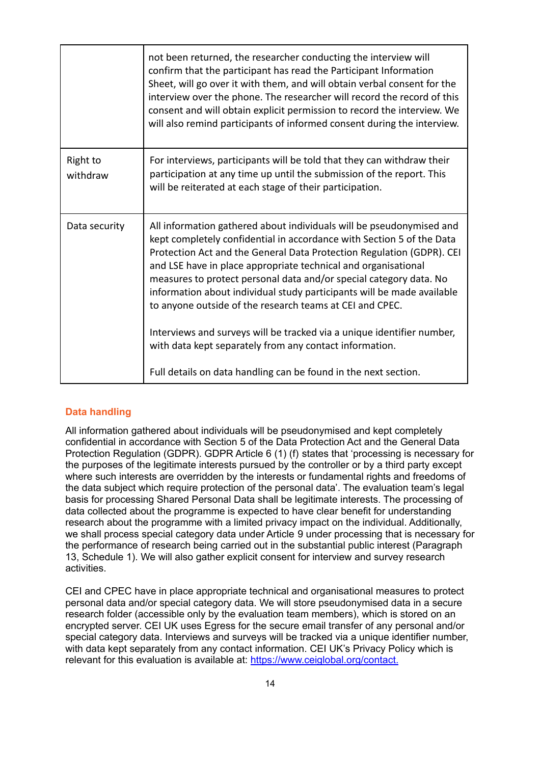| | |
|---|---|
| | not been returned, the researcher conducting the interview will confirm that the participant has read the Participant Information Sheet, will go over it with them, and will obtain verbal consent for the interview over the phone. The researcher will record the record of this consent and will obtain explicit permission to record the interview. We will also remind participants of informed consent during the interview. |
| Right to withdraw | For interviews, participants will be told that they can withdraw their participation at any time up until the submission of the report. This will be reiterated at each stage of their participation. |
| Data security | All information gathered about individuals will be pseudonymised and kept completely confidential in accordance with Section 5 of the Data Protection Act and the General Data Protection Regulation (GDPR). CEI and LSE have in place appropriate technical and organisational measures to protect personal data and/or special category data. No information about individual study participants will be made available to anyone outside of the research teams at CEI and CPEC.<br><br>Interviews and surveys will be tracked via a unique identifier number, with data kept separately from any contact information.<br><br>Full details on data handling can be found in the next section. |

### Data handling

All information gathered about individuals will be pseudonymised and kept completely confidential in accordance with Section 5 of the Data Protection Act and the General Data Protection Regulation (GDPR). GDPR Article 6 (1) (f) states that 'processing is necessary for the purposes of the legitimate interests pursued by the controller or by a third party except where such interests are overridden by the interests or fundamental rights and freedoms of the data subject which require protection of the personal data'. The evaluation team's legal basis for processing Shared Personal Data shall be legitimate interests. The processing of data collected about the programme is expected to have clear benefit for understanding research about the programme with a limited privacy impact on the individual. Additionally, we shall process special category data under Article 9 under processing that is necessary for the performance of research being carried out in the substantial public interest (Paragraph 13, Schedule 1). We will also gather explicit consent for interview and survey research activities.

CEI and CPEC have in place appropriate technical and organisational measures to protect personal data and/or special category data. We will store pseudonymised data in a secure research folder (accessible only by the evaluation team members), which is stored on an encrypted server. CEI UK uses Egress for the secure email transfer of any personal and/or special category data. Interviews and surveys will be tracked via a unique identifier number, with data kept separately from any contact information. CEI UK's Privacy Policy which is relevant for this evaluation is available at: [https://www.ceiglobal.org/contact.](https://www.ceiglobal.org/contact)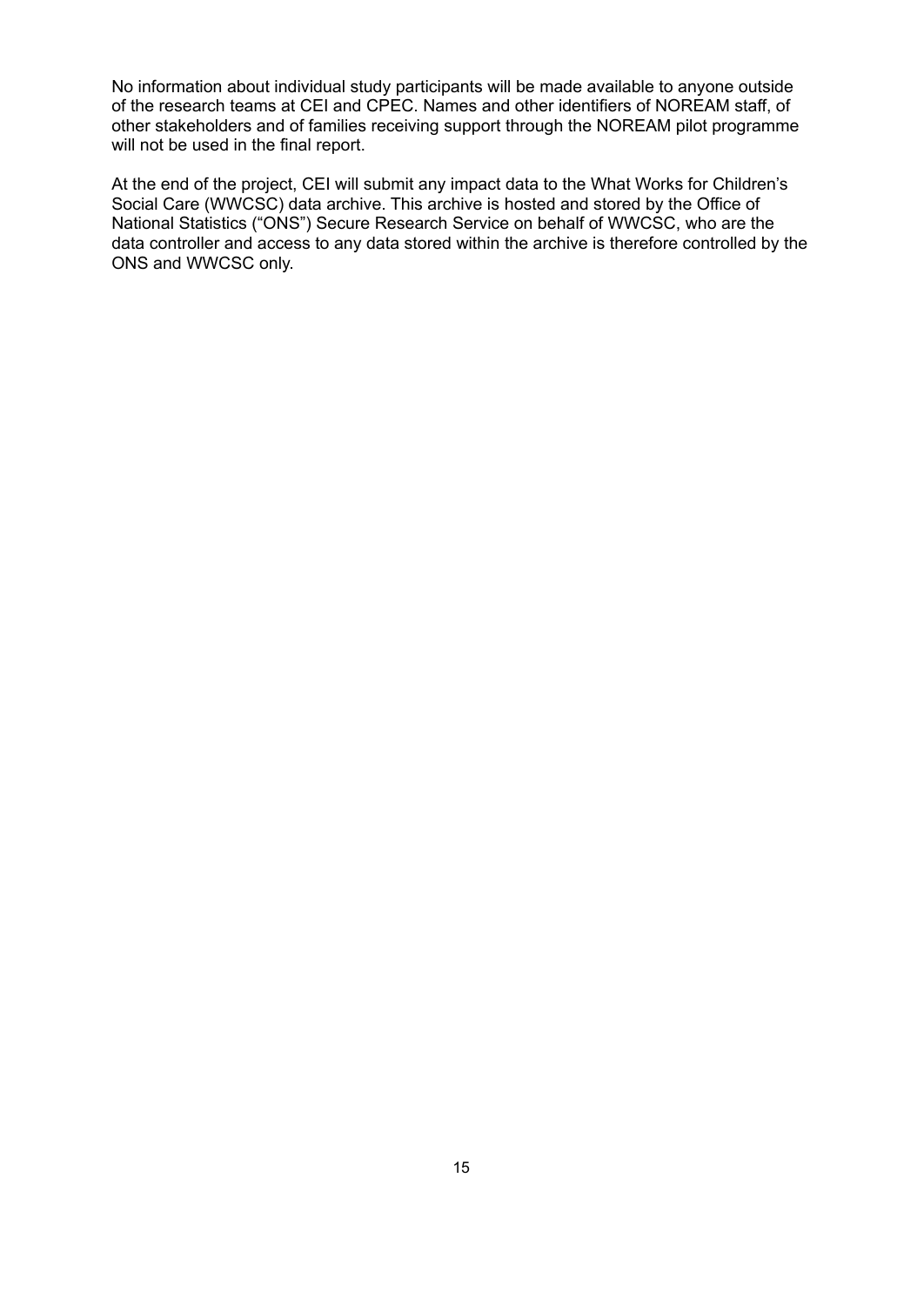No information about individual study participants will be made available to anyone outside of the research teams at CEI and CPEC. Names and other identifiers of NOREAM staff, of other stakeholders and of families receiving support through the NOREAM pilot programme will not be used in the final report.

At the end of the project, CEI will submit any impact data to the What Works for Children's Social Care (WWCSC) data archive. This archive is hosted and stored by the Office of National Statistics ("ONS") Secure Research Service on behalf of WWCSC, who are the data controller and access to any data stored within the archive is therefore controlled by the ONS and WWCSC only.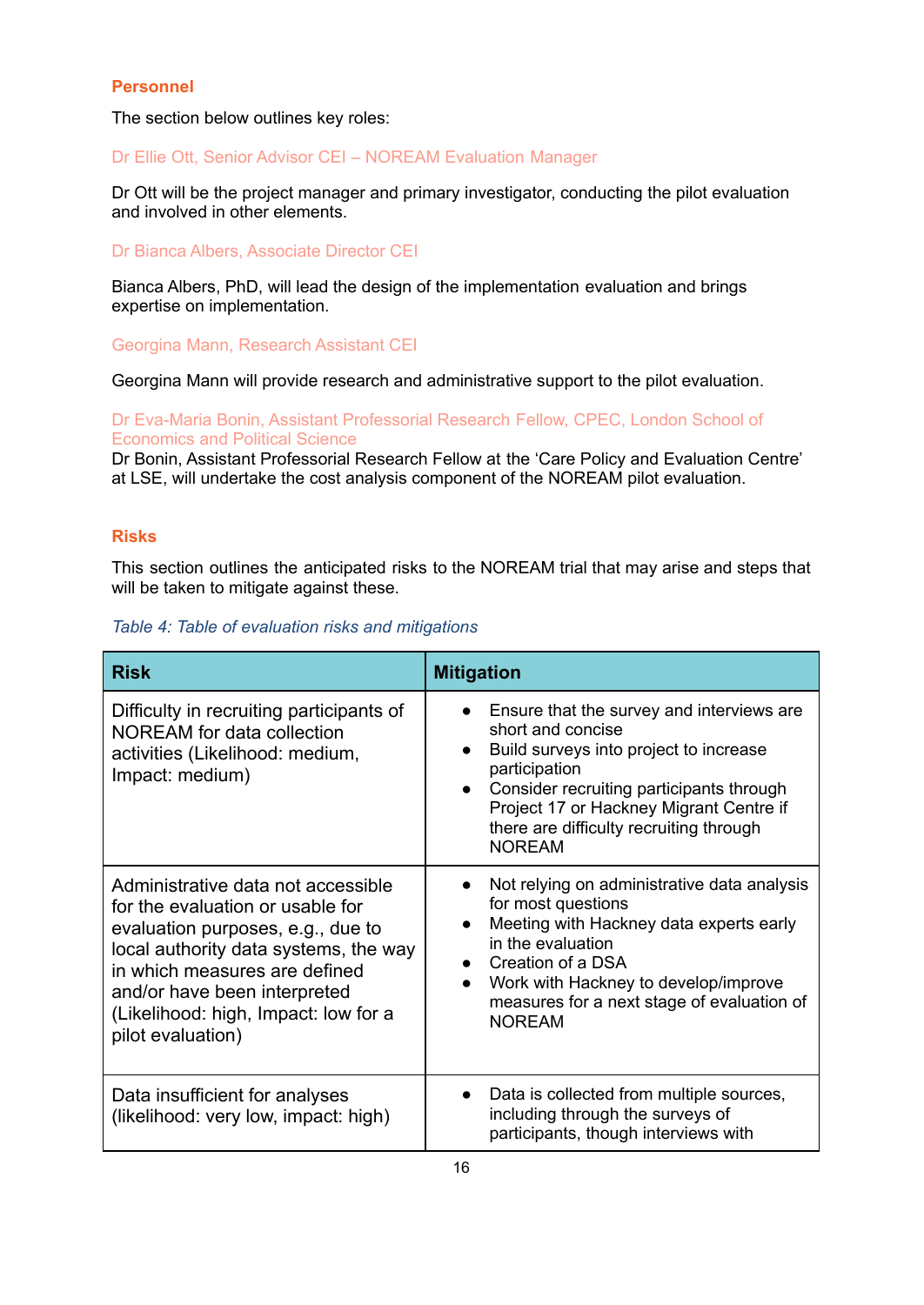## Personnel

The section below outlines key roles:

### Dr Ellie Ott, Senior Advisor CEI – NOREAM Evaluation Manager

Dr Ott will be the project manager and primary investigator, conducting the pilot evaluation and involved in other elements.

### Dr Bianca Albers, Associate Director CEI

Bianca Albers, PhD, will lead the design of the implementation evaluation and brings expertise on implementation.

### Georgina Mann, Research Assistant CEI

Georgina Mann will provide research and administrative support to the pilot evaluation.

### Dr Eva-Maria Bonin, Assistant Professorial Research Fellow, CPEC, London School of Economics and Political Science

Dr Bonin, Assistant Professorial Research Fellow at the 'Care Policy and Evaluation Centre' at LSE, will undertake the cost analysis component of the NOREAM pilot evaluation.

## Risks

This section outlines the anticipated risks to the NOREAM trial that may arise and steps that will be taken to mitigate against these.

*Table 4: Table of evaluation risks and mitigations*

| Risk | Mitigation |
|---|---|
| Difficulty in recruiting participants of NOREAM for data collection activities (Likelihood: medium, Impact: medium) | • Ensure that the survey and interviews are short and concise<br>• Build surveys into project to increase participation<br>• Consider recruiting participants through Project 17 or Hackney Migrant Centre if there are difficulty recruiting through NOREAM |
| Administrative data not accessible for the evaluation or usable for evaluation purposes, e.g., due to local authority data systems, the way in which measures are defined and/or have been interpreted (Likelihood: high, Impact: low for a pilot evaluation) | • Not relying on administrative data analysis for most questions<br>• Meeting with Hackney data experts early in the evaluation<br>• Creation of a DSA<br>• Work with Hackney to develop/improve measures for a next stage of evaluation of NOREAM |
| Data insufficient for analyses (likelihood: very low, impact: high) | • Data is collected from multiple sources, including through the surveys of participants, though interviews with |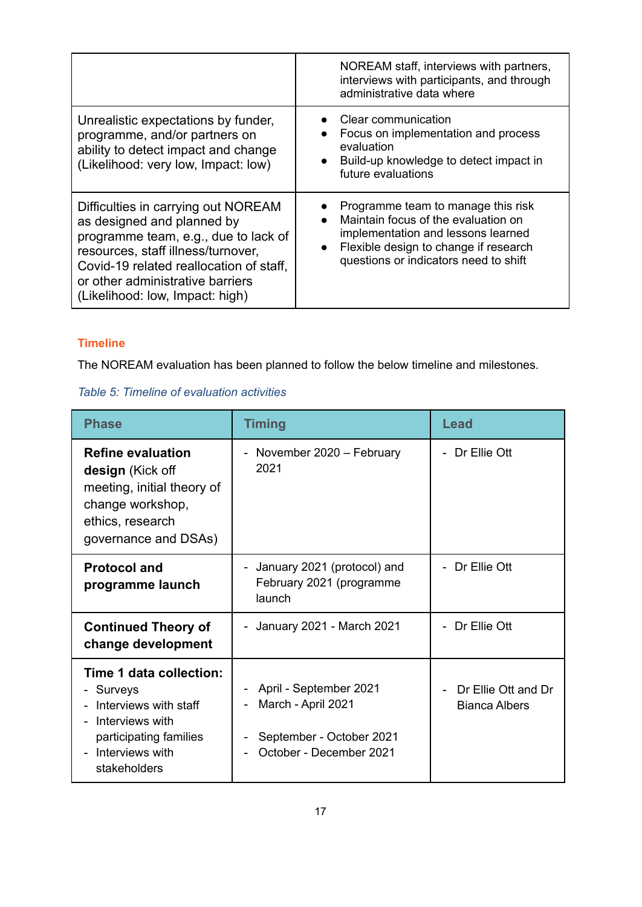| | |
|---|---|
| | NOREAM staff, interviews with partners, interviews with participants, and through administrative data where |
| Unrealistic expectations by funder, programme, and/or partners on ability to detect impact and change (Likelihood: very low, Impact: low) | • Clear communication<br>• Focus on implementation and process evaluation<br>• Build-up knowledge to detect impact in future evaluations |
| Difficulties in carrying out NOREAM as designed and planned by programme team, e.g., due to lack of resources, staff illness/turnover, Covid-19 related reallocation of staff, or other administrative barriers (Likelihood: low, Impact: high) | • Programme team to manage this risk<br>• Maintain focus of the evaluation on implementation and lessons learned<br>• Flexible design to change if research questions or indicators need to shift |

### Timeline

The NOREAM evaluation has been planned to follow the below timeline and milestones.

*Table 5: Timeline of evaluation activities*

| Phase | Timing | Lead |
|---|---|---|
| **Refine evaluation design** (Kick off meeting, initial theory of change workshop, ethics, research governance and DSAs) | - November 2020 – February 2021 | - Dr Ellie Ott |
| **Protocol and programme launch** | - January 2021 (protocol) and February 2021 (programme launch | - Dr Ellie Ott |
| **Continued Theory of change development** | - January 2021 - March 2021 | - Dr Ellie Ott |
| **Time 1 data collection:**<br>- Surveys<br>- Interviews with staff<br>- Interviews with participating families<br>- Interviews with stakeholders | - April - September 2021<br>- March - April 2021<br>- September - October 2021<br>- October - December 2021 | - Dr Ellie Ott and Dr Bianca Albers |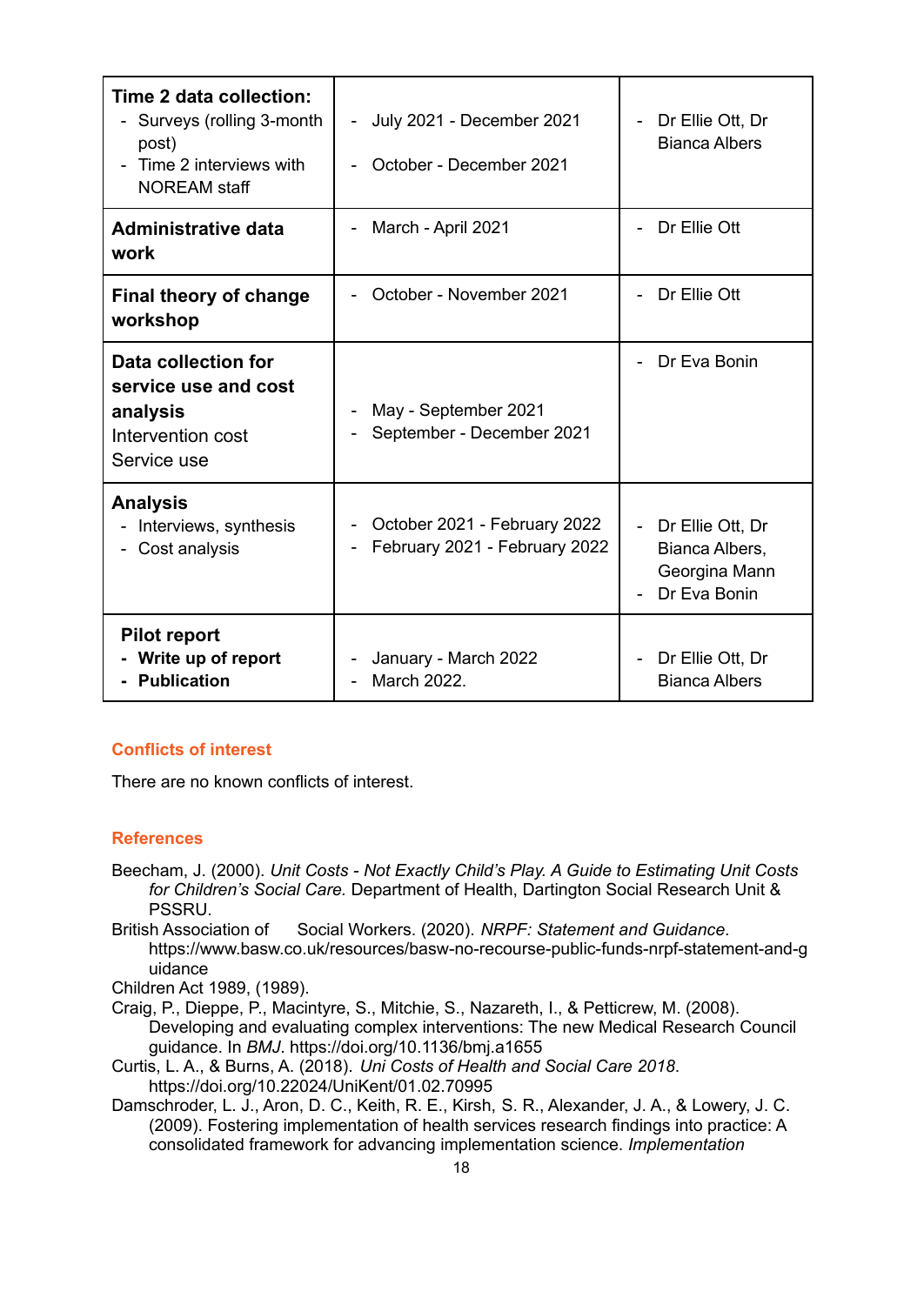| | | |
|---|---|---|
| **Time 2 data collection:**<br>- Surveys (rolling 3-month post)<br>- Time 2 interviews with NOREAM staff | - July 2021 - December 2021<br>- October - December 2021 | - Dr Ellie Ott, Dr Bianca Albers |
| **Administrative data work** | - March - April 2021 | - Dr Ellie Ott |
| **Final theory of change workshop** | - October - November 2021 | - Dr Ellie Ott |
| **Data collection for service use and cost analysis**<br>Intervention cost<br>Service use | - May - September 2021<br>- September - December 2021 | - Dr Eva Bonin |
| **Analysis**<br>- Interviews, synthesis<br>- Cost analysis | - October 2021 - February 2022<br>- February 2021 - February 2022 | - Dr Ellie Ott, Dr Bianca Albers, Georgina Mann<br>- Dr Eva Bonin |
| **Pilot report**<br>**- Write up of report**<br>**- Publication** | - January - March 2022<br>- March 2022. | - Dr Ellie Ott, Dr Bianca Albers |

## Conflicts of interest

There are no known conflicts of interest.

## References

Beecham, J. (2000). *Unit Costs - Not Exactly Child's Play. A Guide to Estimating Unit Costs for Children's Social Care.* Department of Health, Dartington Social Research Unit & PSSRU.

British Association of Social Workers. (2020). *NRPF: Statement and Guidance*. https://www.basw.co.uk/resources/basw-no-recourse-public-funds-nrpf-statement-and-guidance

Children Act 1989, (1989).

Craig, P., Dieppe, P., Macintyre, S., Mitchie, S., Nazareth, I., & Petticrew, M. (2008). Developing and evaluating complex interventions: The new Medical Research Council guidance. In *BMJ*. https://doi.org/10.1136/bmj.a1655

Curtis, L. A., & Burns, A. (2018). *Uni Costs of Health and Social Care 2018*. https://doi.org/10.22024/UniKent/01.02.70995

Damschroder, L. J., Aron, D. C., Keith, R. E., Kirsh, S. R., Alexander, J. A., & Lowery, J. C. (2009). Fostering implementation of health services research findings into practice: A consolidated framework for advancing implementation science. *Implementation*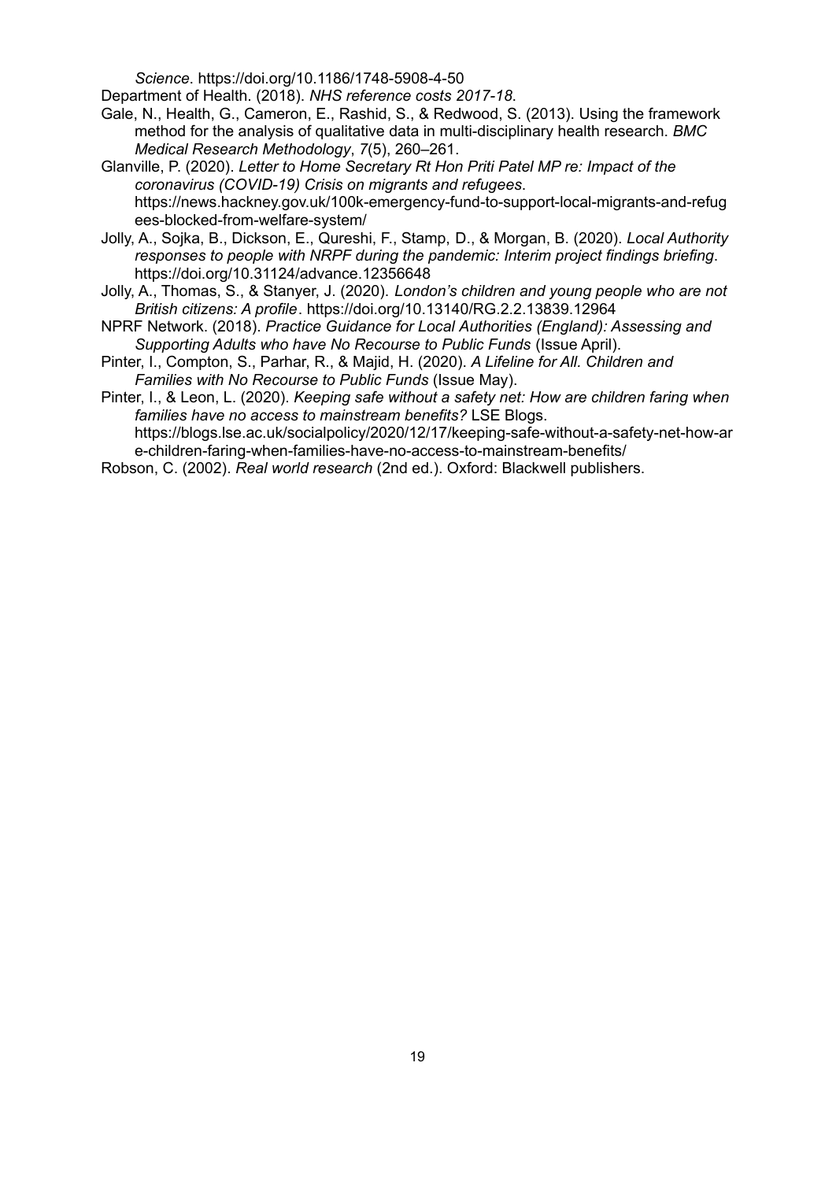*Science*. https://doi.org/10.1186/1748-5908-4-50

Department of Health. (2018). *NHS reference costs 2017-18*.

Gale, N., Health, G., Cameron, E., Rashid, S., & Redwood, S. (2013). Using the framework method for the analysis of qualitative data in multi-disciplinary health research. *BMC Medical Research Methodology*, *7*(5), 260–261.

Glanville, P. (2020). *Letter to Home Secretary Rt Hon Priti Patel MP re: Impact of the coronavirus (COVID-19) Crisis on migrants and refugees*. https://news.hackney.gov.uk/100k-emergency-fund-to-support-local-migrants-and-refugees-blocked-from-welfare-system/

Jolly, A., Sojka, B., Dickson, E., Qureshi, F., Stamp, D., & Morgan, B. (2020). *Local Authority responses to people with NRPF during the pandemic: Interim project findings briefing*. https://doi.org/10.31124/advance.12356648

Jolly, A., Thomas, S., & Stanyer, J. (2020). *London's children and young people who are not British citizens: A profile*. https://doi.org/10.13140/RG.2.2.13839.12964

NPRF Network. (2018). *Practice Guidance for Local Authorities (England): Assessing and Supporting Adults who have No Recourse to Public Funds* (Issue April).

Pinter, I., Compton, S., Parhar, R., & Majid, H. (2020). *A Lifeline for All. Children and Families with No Recourse to Public Funds* (Issue May).

Pinter, I., & Leon, L. (2020). *Keeping safe without a safety net: How are children faring when families have no access to mainstream benefits?* LSE Blogs. https://blogs.lse.ac.uk/socialpolicy/2020/12/17/keeping-safe-without-a-safety-net-how-are-children-faring-when-families-have-no-access-to-mainstream-benefits/

Robson, C. (2002). *Real world research* (2nd ed.). Oxford: Blackwell publishers.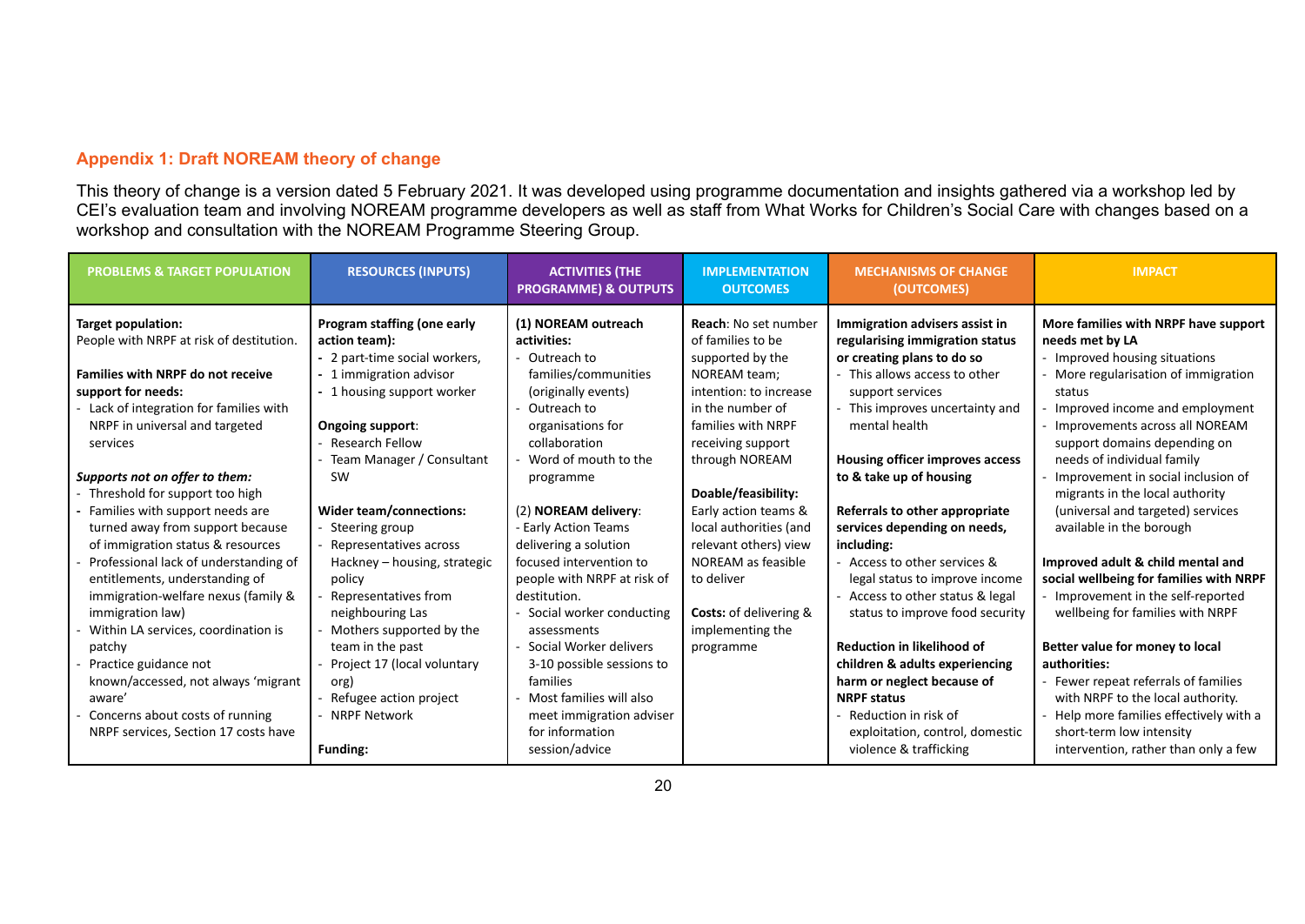## Appendix 1: Draft NOREAM theory of change

This theory of change is a version dated 5 February 2021. It was developed using programme documentation and insights gathered via a workshop led by CEI's evaluation team and involving NOREAM programme developers as well as staff from What Works for Children's Social Care with changes based on a workshop and consultation with the NOREAM Programme Steering Group.

| PROBLEMS & TARGET POPULATION | RESOURCES (INPUTS) | ACTIVITIES (THE PROGRAMME) & OUTPUTS | IMPLEMENTATION OUTCOMES | MECHANISMS OF CHANGE (OUTCOMES) | IMPACT |
|---|---|---|---|---|---|
| **Target population:**<br>People with NRPF at risk of destitution.<br><br>**Families with NRPF do not receive support for needs:**<br>- Lack of integration for families with NRPF in universal and targeted services<br><br>***Supports not on offer to them:***<br>- Threshold for support too high<br>- Families with support needs are turned away from support because of immigration status & resources<br>- Professional lack of understanding of entitlements, understanding of immigration-welfare nexus (family & immigration law)<br>- Within LA services, coordination is patchy<br>- Practice guidance not known/accessed, not always 'migrant aware'<br>- Concerns about costs of running NRPF services, Section 17 costs have | **Program staffing (one early action team):**<br>- 2 part-time social workers,<br>- 1 immigration advisor<br>- 1 housing support worker<br><br>**Ongoing support**:<br>- Research Fellow<br>- Team Manager / Consultant SW<br><br>**Wider team/connections:**<br>- Steering group<br>- Representatives across Hackney – housing, strategic policy<br>- Representatives from neighbouring Las<br>- Mothers supported by the team in the past<br>- Project 17 (local voluntary org)<br>- Refugee action project<br>- NRPF Network<br><br>**Funding:** | **(1) NOREAM outreach activities:**<br>- Outreach to families/communities (originally events)<br>- Outreach to organisations for collaboration<br>- Word of mouth to the programme<br><br>(2) **NOREAM delivery**:<br>- Early Action Teams delivering a solution focused intervention to people with NRPF at risk of destitution.<br>- Social worker conducting assessments<br>- Social Worker delivers 3-10 possible sessions to families<br>- Most families will also meet immigration adviser for information session/advice | **Reach**: No set number of families to be supported by the NOREAM team; intention: to increase in the number of families with NRPF receiving support through NOREAM<br><br>**Doable/feasibility:**<br>Early action teams & local authorities (and relevant others) view NOREAM as feasible to deliver<br><br>**Costs:** of delivering & implementing the programme | **Immigration advisers assist in regularising immigration status or creating plans to do so**<br>- This allows access to other support services<br>- This improves uncertainty and mental health<br><br>**Housing officer improves access to & take up of housing**<br><br>**Referrals to other appropriate services depending on needs, including:**<br>- Access to other services & legal status to improve income<br>- Access to other status & legal status to improve food security<br><br>**Reduction in likelihood of children & adults experiencing harm or neglect because of NRPF status**<br>- Reduction in risk of exploitation, control, domestic violence & trafficking | **More families with NRPF have support needs met by LA**<br>- Improved housing situations<br>- More regularisation of immigration status<br>- Improved income and employment<br>- Improvements across all NOREAM support domains depending on needs of individual family<br>- Improvement in social inclusion of migrants in the local authority (universal and targeted) services available in the borough<br><br>**Improved adult & child mental and social wellbeing for families with NRPF**<br>- Improvement in the self-reported wellbeing for families with NRPF<br><br>**Better value for money to local authorities:**<br>- Fewer repeat referrals of families with NRPF to the local authority.<br>- Help more families effectively with a short-term low intensity intervention, rather than only a few |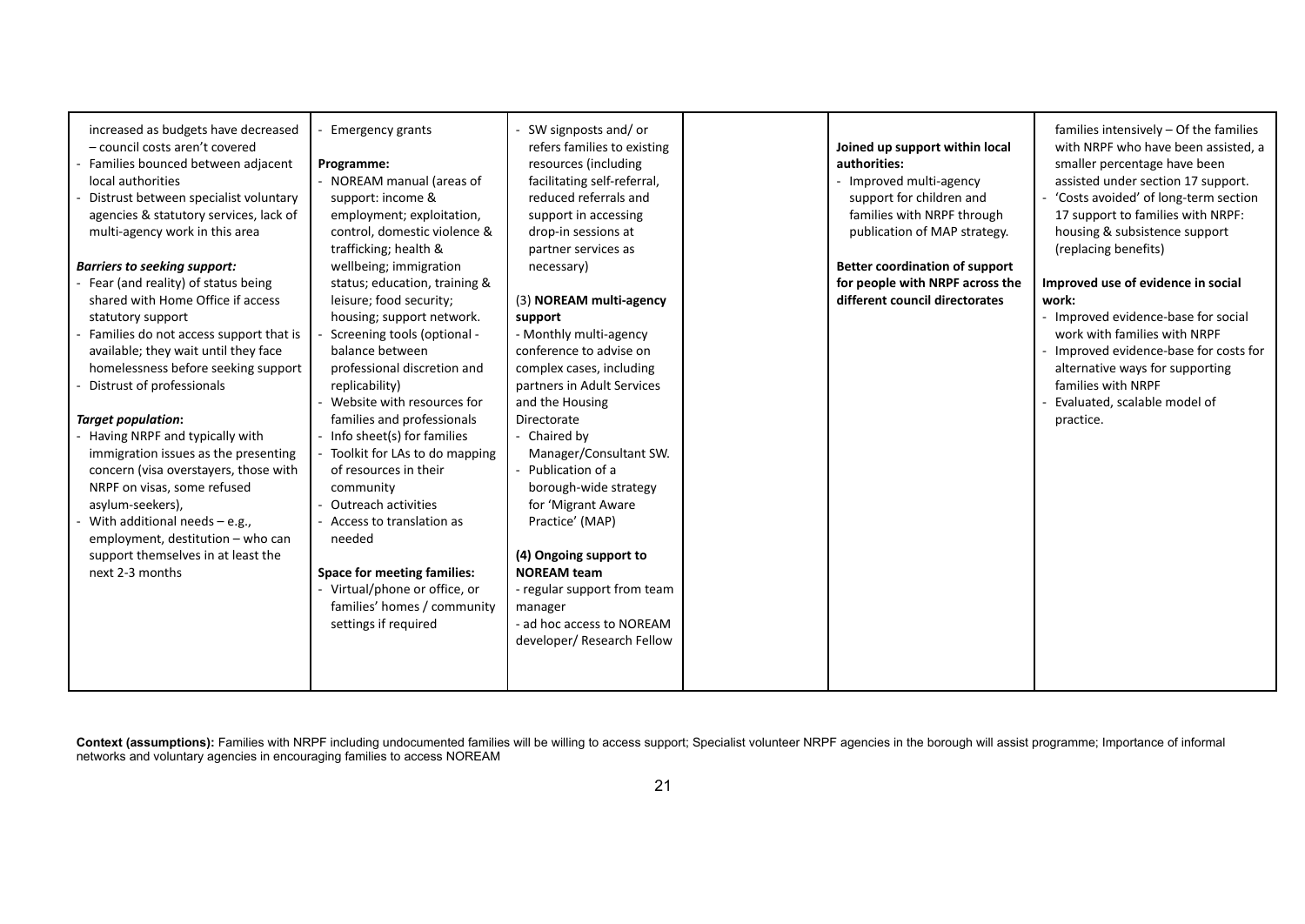| | | | | | |
|---|---|---|---|---|---|
| increased as budgets have decreased – council costs aren't covered<br>- Families bounced between adjacent local authorities<br>- Distrust between specialist voluntary agencies & statutory services, lack of multi-agency work in this area<br><br>***Barriers to seeking support:***<br>- Fear (and reality) of status being shared with Home Office if access statutory support<br>- Families do not access support that is available; they wait until they face homelessness before seeking support<br>- Distrust of professionals<br><br>***Target population*:**<br>- Having NRPF and typically with immigration issues as the presenting concern (visa overstayers, those with NRPF on visas, some refused asylum-seekers),<br>- With additional needs – e.g., employment, destitution – who can support themselves in at least the next 2-3 months | - Emergency grants<br><br>**Programme:**<br>- NOREAM manual (areas of support: income & employment; exploitation, control, domestic violence & trafficking; health & wellbeing; immigration status; education, training & leisure; food security; housing; support network.<br>- Screening tools (optional - balance between professional discretion and replicability)<br>- Website with resources for families and professionals<br>- Info sheet(s) for families<br>- Toolkit for LAs to do mapping of resources in their community<br>- Outreach activities<br>- Access to translation as needed<br><br>**Space for meeting families:**<br>- Virtual/phone or office, or families' homes / community settings if required | - SW signposts and/ or refers families to existing resources (including facilitating self-referral, reduced referrals and support in accessing drop-in sessions at partner services as necessary)<br><br>(3) **NOREAM multi-agency support**<br>- Monthly multi-agency conference to advise on complex cases, including partners in Adult Services and the Housing Directorate<br>- Chaired by Manager/Consultant SW.<br>- Publication of a borough-wide strategy for 'Migrant Aware Practice' (MAP)<br><br>**(4) Ongoing support to NOREAM team**<br>- regular support from team manager<br>- ad hoc access to NOREAM developer/ Research Fellow | | **Joined up support within local authorities:**<br>- Improved multi-agency support for children and families with NRPF through publication of MAP strategy.<br><br>**Better coordination of support for people with NRPF across the different council directorates** | families intensively – Of the families with NRPF who have been assisted, a smaller percentage have been assisted under section 17 support.<br>- 'Costs avoided' of long-term section 17 support to families with NRPF: housing & subsistence support (replacing benefits)<br><br>**Improved use of evidence in social work:**<br>- Improved evidence-base for social work with families with NRPF<br>- Improved evidence-base for costs for alternative ways for supporting families with NRPF<br>- Evaluated, scalable model of practice. |

**Context (assumptions):** Families with NRPF including undocumented families will be willing to access support; Specialist volunteer NRPF agencies in the borough will assist programme; Importance of informal networks and voluntary agencies in encouraging families to access NOREAM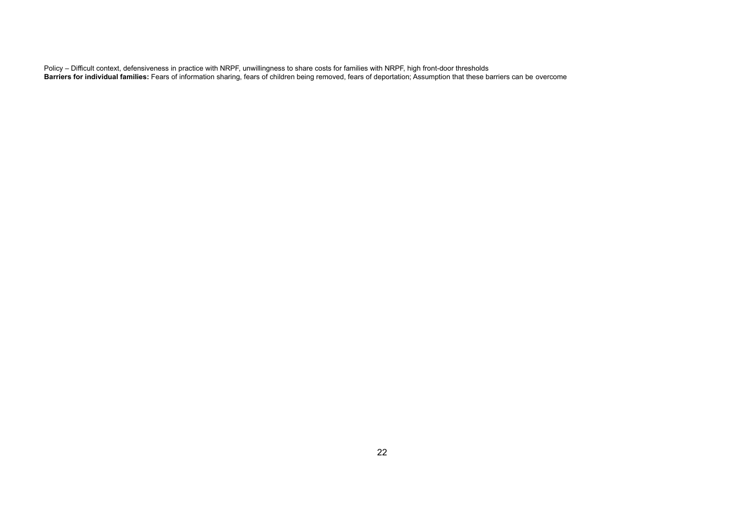Policy – Difficult context, defensiveness in practice with NRPF, unwillingness to share costs for families with NRPF, high front-door thresholds

**Barriers for individual families:** Fears of information sharing, fears of children being removed, fears of deportation; Assumption that these barriers can be overcome